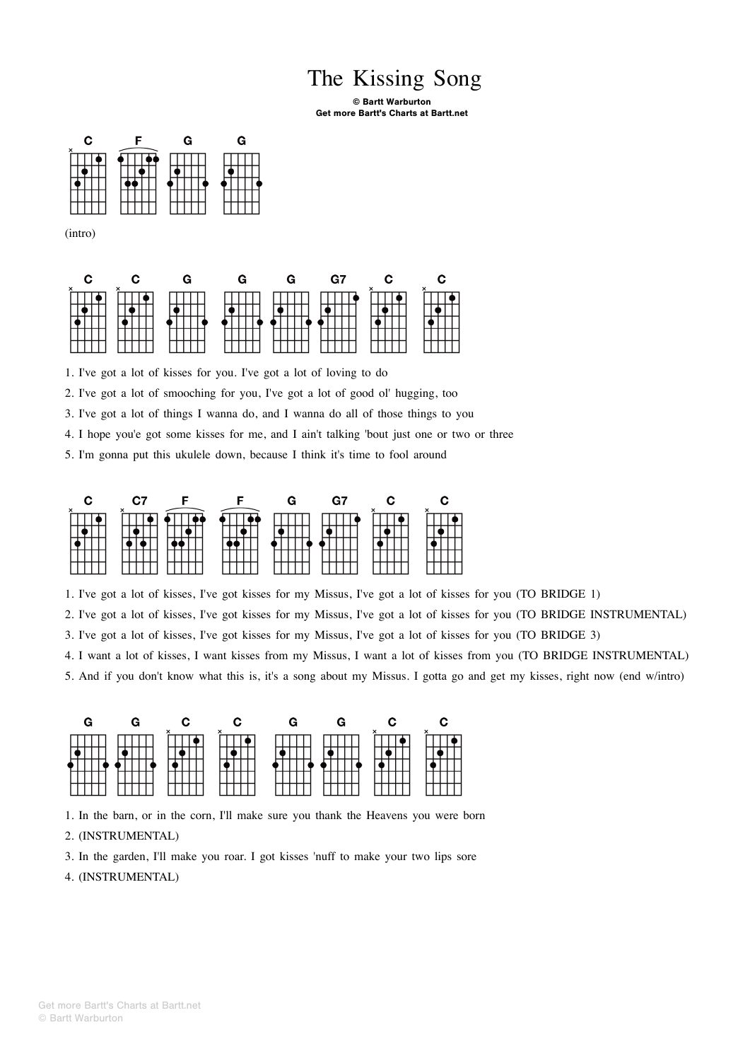# The Kissing Song

**© Bartt Warburton**
**Get more Bartt's Charts at Bartt.net**

C F G G

(intro)

C C G G G G7 C C

1. I've got a lot of kisses for you. I've got a lot of loving to do
2. I've got a lot of smooching for you, I've got a lot of good ol' hugging, too
3. I've got a lot of things I wanna do, and I wanna do all of those things to you
4. I hope you'e got some kisses for me, and I ain't talking 'bout just one or two or three
5. I'm gonna put this ukulele down, because I think it's time to fool around

C C7 F F G G7 C C

1. I've got a lot of kisses, I've got kisses for my Missus, I've got a lot of kisses for you (TO BRIDGE 1)
2. I've got a lot of kisses, I've got kisses for my Missus, I've got a lot of kisses for you (TO BRIDGE INSTRUMENTAL)
3. I've got a lot of kisses, I've got kisses for my Missus, I've got a lot of kisses for you (TO BRIDGE 3)
4. I want a lot of kisses, I want kisses from my Missus, I want a lot of kisses from you (TO BRIDGE INSTRUMENTAL)
5. And if you don't know what this is, it's a song about my Missus. I gotta go and get my kisses, right now (end w/intro)

G G C C G G C C

1. In the barn, or in the corn, I'll make sure you thank the Heavens you were born
2. (INSTRUMENTAL)
3. In the garden, I'll make you roar. I got kisses 'nuff to make your two lips sore
4. (INSTRUMENTAL)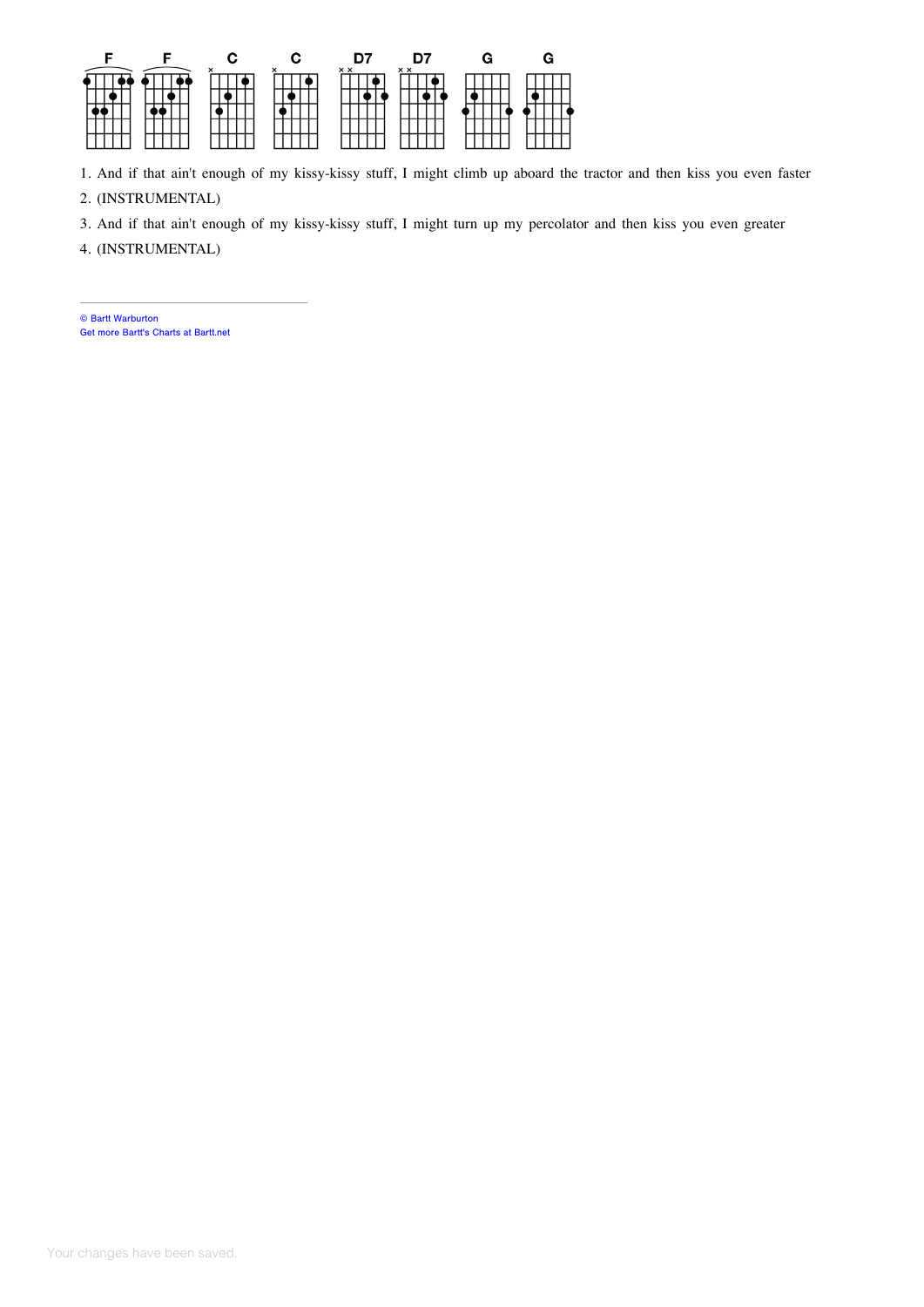F F C C D7 D7 G G

1. And if that ain't enough of my kissy-kissy stuff, I might climb up aboard the tractor and then kiss you even faster
2. (INSTRUMENTAL)
3. And if that ain't enough of my kissy-kissy stuff, I might turn up my percolator and then kiss you even greater
4. (INSTRUMENTAL)

---

© Bartt Warburton
Get more Bartt's Charts at Bartt.net